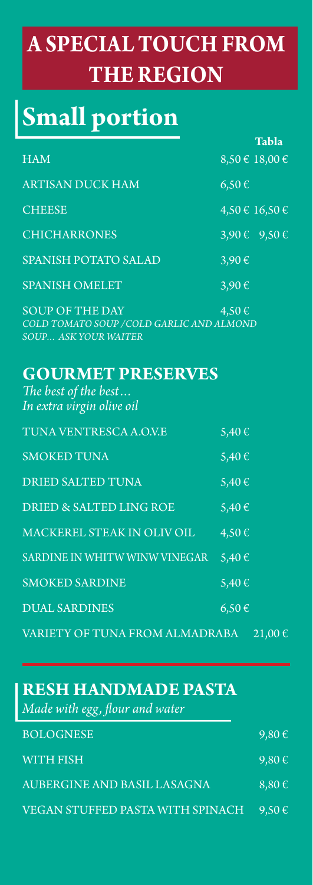# A SPECIAL TOUCH FROM THE REGION

## Small portion

| | | Tabla |
|---|---|---|
| HAM | 8,50 € | 18,00 € |
| ARTISAN DUCK HAM | 6,50 € | |
| CHEESE | 4,50 € | 16,50 € |
| CHICHARRONES | 3,90 € | 9,50 € |
| SPANISH POTATO SALAD | 3,90 € | |
| SPANISH OMELET | 3,90 € | |
| SOUP OF THE DAY | 4,50 € | |

*COLD TOMATO SOUP / COLD GARLIC AND ALMOND SOUP... ASK YOUR WAITER*

## GOURMET PRESERVES

*The best of the best…*
*In extra virgin olive oil*

| | |
|---|---|
| TUNA VENTRESCA A.O.V.E | 5,40 € |
| SMOKED TUNA | 5,40 € |
| DRIED SALTED TUNA | 5,40 € |
| DRIED & SALTED LING ROE | 5,40 € |
| MACKEREL STEAK IN OLIV OIL | 4,50 € |
| SARDINE IN WHITW WINW VINEGAR | 5,40 € |
| SMOKED SARDINE | 5,40 € |
| DUAL SARDINES | 6,50 € |
| VARIETY OF TUNA FROM ALMADRABA | 21,00 € |

## RESH HANDMADE PASTA

*Made with egg, flour and water*

| | |
|---|---|
| BOLOGNESE | 9,80 € |
| WITH FISH | 9,80 € |
| AUBERGINE AND BASIL LASAGNA | 8,80 € |
| VEGAN STUFFED PASTA WITH SPINACH | 9,50 € |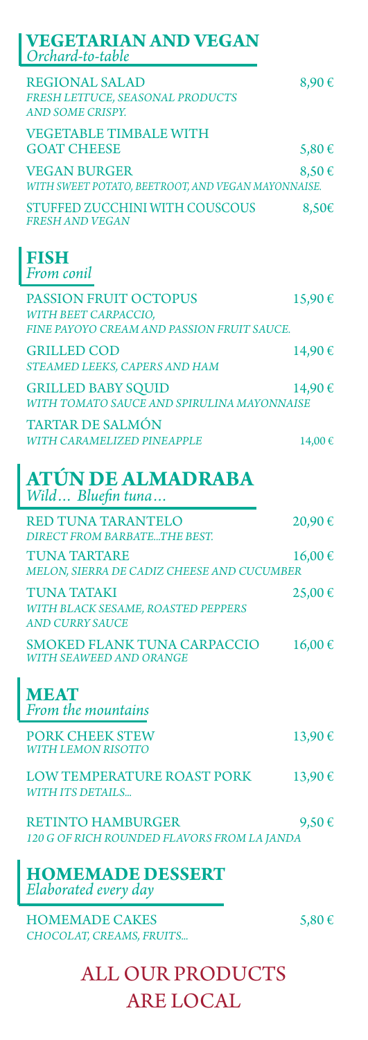## VEGETARIAN AND VEGAN
*Orchard-to-table*

**REGIONAL SALAD** — 8,90 €
*FRESH LETTUCE, SEASONAL PRODUCTS AND SOME CRISPY.*

**VEGETABLE TIMBALE WITH GOAT CHEESE** — 5,80 €

**VEGAN BURGER** — 8,50 €
*WITH SWEET POTATO, BEETROOT, AND VEGAN MAYONNAISE.*

**STUFFED ZUCCHINI WITH COUSCOUS** — 8,50€
*FRESH AND VEGAN*

## FISH
*From conil*

**PASSION FRUIT OCTOPUS** — 15,90 €
*WITH BEET CARPACCIO, FINE PAYOYO CREAM AND PASSION FRUIT SAUCE.*

**GRILLED COD** — 14,90 €
*STEAMED LEEKS, CAPERS AND HAM*

**GRILLED BABY SQUID** — 14,90 €
*WITH TOMATO SAUCE AND SPIRULINA MAYONNAISE*

**TARTAR DE SALMÓN** — 14,00 €
*WITH CARAMELIZED PINEAPPLE*

## ATÚN DE ALMADRABA
*Wild… Bluefin tuna…*

**RED TUNA TARANTELO** — 20,90 €
*DIRECT FROM BARBATE...THE BEST.*

**TUNA TARTARE** — 16,00 €
*MELON, SIERRA DE CADIZ CHEESE AND CUCUMBER*

**TUNA TATAKI** — 25,00 €
*WITH BLACK SESAME, ROASTED PEPPERS AND CURRY SAUCE*

**SMOKED FLANK TUNA CARPACCIO** — 16,00 €
*WITH SEAWEED AND ORANGE*

## MEAT
*From the mountains*

**PORK CHEEK STEW** — 13,90 €
*WITH LEMON RISOTTO*

**LOW TEMPERATURE ROAST PORK** — 13,90 €
*WITH ITS DETAILS...*

**RETINTO HAMBURGER** — 9,50 €
*120 G OF RICH ROUNDED FLAVORS FROM LA JANDA*

## HOMEMADE DESSERT
*Elaborated every day*

**HOMEMADE CAKES** — 5,80 €
*CHOCOLAT, CREAMS, FRUITS...*

ALL OUR PRODUCTS ARE LOCAL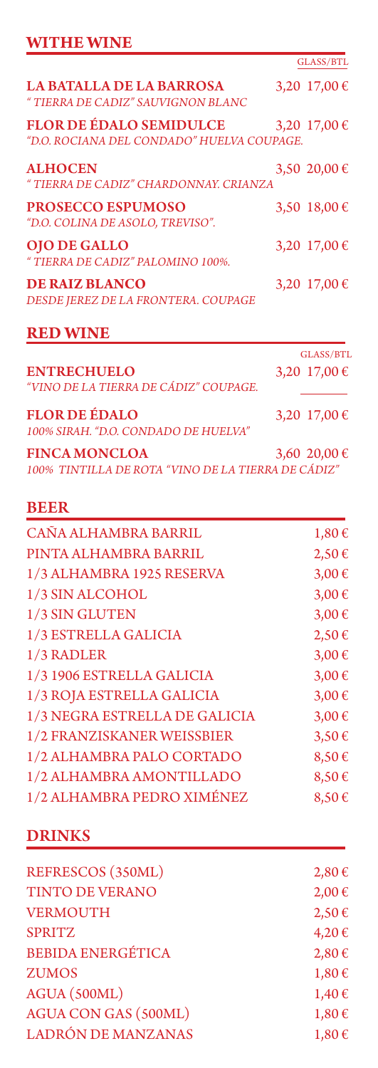## WITHE WINE

| | GLASS/BTL |
|---|---|
| **LA BATALLA DE LA BARROSA**<br>*" TIERRA DE CADIZ" SAUVIGNON BLANC* | 3,20 17,00 € |
| **FLOR DE ÉDALO SEMIDULCE**<br>*"D.O. ROCIANA DEL CONDADO" HUELVA COUPAGE.* | 3,20 17,00 € |
| **ALHOCEN**<br>*" TIERRA DE CADIZ" CHARDONNAY. CRIANZA* | 3,50 20,00 € |
| **PROSECCO ESPUMOSO**<br>*"D.O. COLINA DE ASOLO, TREVISO".* | 3,50 18,00 € |
| **OJO DE GALLO**<br>*" TIERRA DE CADIZ" PALOMINO 100%.* | 3,20 17,00 € |
| **DE RAIZ BLANCO**<br>*DESDE JEREZ DE LA FRONTERA. COUPAGE* | 3,20 17,00 € |

## RED WINE

| | GLASS/BTL |
|---|---|
| **ENTRECHUELO**<br>*"VINO DE LA TIERRA DE CÁDIZ" COUPAGE.* | 3,20 17,00 € |
| **FLOR DE ÉDALO**<br>*100% SIRAH. "D.O. CONDADO DE HUELVA"* | 3,20 17,00 € |
| **FINCA MONCLOA**<br>*100% TINTILLA DE ROTA "VINO DE LA TIERRA DE CÁDIZ"* | 3,60 20,00 € |

## BEER

| | |
|---|---|
| CAÑA ALHAMBRA BARRIL | 1,80 € |
| PINTA ALHAMBRA BARRIL | 2,50 € |
| 1/3 ALHAMBRA 1925 RESERVA | 3,00 € |
| 1/3 SIN ALCOHOL | 3,00 € |
| 1/3 SIN GLUTEN | 3,00 € |
| 1/3 ESTRELLA GALICIA | 2,50 € |
| 1/3 RADLER | 3,00 € |
| 1/3 1906 ESTRELLA GALICIA | 3,00 € |
| 1/3 ROJA ESTRELLA GALICIA | 3,00 € |
| 1/3 NEGRA ESTRELLA DE GALICIA | 3,00 € |
| 1/2 FRANZISKANER WEISSBIER | 3,50 € |
| 1/2 ALHAMBRA PALO CORTADO | 8,50 € |
| 1/2 ALHAMBRA AMONTILLADO | 8,50 € |
| 1/2 ALHAMBRA PEDRO XIMÉNEZ | 8,50 € |

## DRINKS

| | |
|---|---|
| REFRESCOS (350ML) | 2,80 € |
| TINTO DE VERANO | 2,00 € |
| VERMOUTH | 2,50 € |
| SPRITZ | 4,20 € |
| BEBIDA ENERGÉTICA | 2,80 € |
| ZUMOS | 1,80 € |
| AGUA (500ML) | 1,40 € |
| AGUA CON GAS (500ML) | 1,80 € |
| LADRÓN DE MANZANAS | 1,80 € |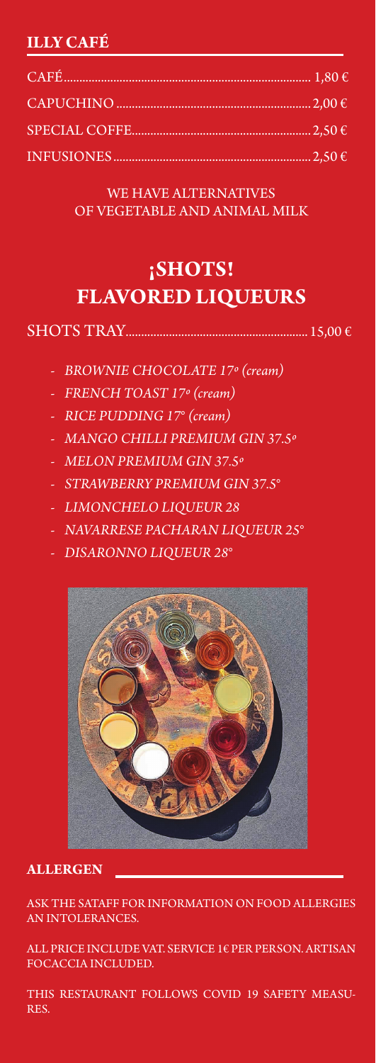## ILLY CAFÉ

CAFÉ................................................................................ 1,80 €

CAPUCHINO .............................................................. 2,00 €

SPECIAL COFFE......................................................... 2,50 €

INFUSIONES ............................................................... 2,50 €

WE HAVE ALTERNATIVES
OF VEGETABLE AND ANIMAL MILK

# ¡SHOTS!
# FLAVORED LIQUEURS

SHOTS TRAY........................................................ 15,00 €

- *BROWNIE CHOCOLATE 17º (cream)*
- *FRENCH TOAST 17º (cream)*
- *RICE PUDDING 17° (cream)*
- *MANGO CHILLI PREMIUM GIN 37.5º*
- *MELON PREMIUM GIN 37.5º*
- *STRAWBERRY PREMIUM GIN 37.5°*
- *LIMONCHELO LIQUEUR 28*
- *NAVARRESE PACHARAN LIQUEUR 25°*
- *DISARONNO LIQUEUR 28°*

## ALLERGEN

ASK THE SATAFF FOR INFORMATION ON FOOD ALLERGIES AN INTOLERANCES.

ALL PRICE INCLUDE VAT. SERVICE 1€ PER PERSON. ARTISAN FOCACCIA INCLUDED.

THIS RESTAURANT FOLLOWS COVID 19 SAFETY MEASURES.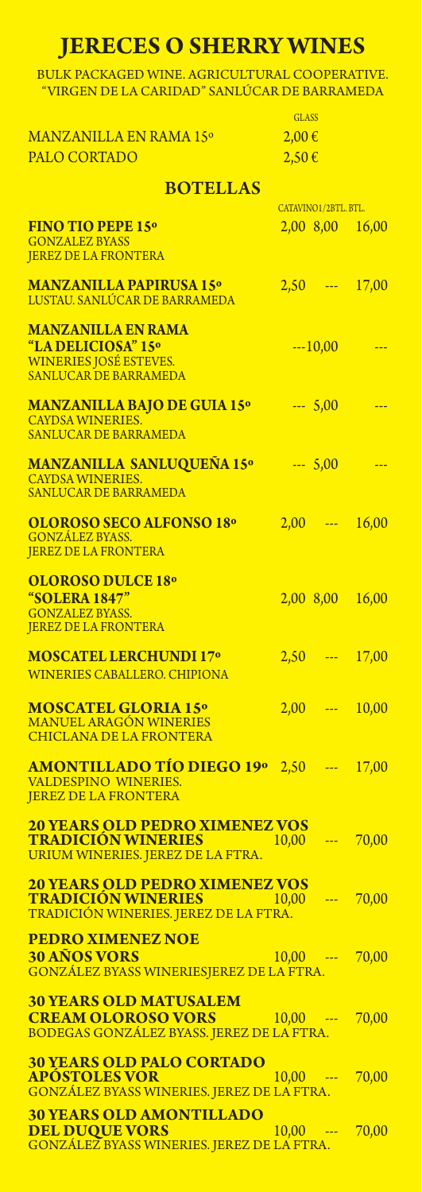# JERECES O SHERRY WINES

BULK PACKAGED WINE. AGRICULTURAL COOPERATIVE. "VIRGEN DE LA CARIDAD" SANLÚCAR DE BARRAMEDA

| | GLASS |
|---|---|
| MANZANILLA EN RAMA 15º | 2,00 € |
| PALO CORTADO | 2,50 € |

## BOTELLAS

| | CATAVINO | 1/2BTL. | BTL. |
|---|---|---|---|
| **FINO TIO PEPE 15º**<br>GONZALEZ BYASS<br>JEREZ DE LA FRONTERA | 2,00 | 8,00 | 16,00 |
| **MANZANILLA PAPIRUSA 15º**<br>LUSTAU. SANLÚCAR DE BARRAMEDA | 2,50 | --- | 17,00 |
| **MANZANILLA EN RAMA "LA DELICIOSA" 15º**<br>WINERIES JOSÉ ESTEVES.<br>SANLUCAR DE BARRAMEDA | --- | 10,00 | --- |
| **MANZANILLA BAJO DE GUIA 15º**<br>CAYDSA WINERIES.<br>SANLUCAR DE BARRAMEDA | --- | 5,00 | --- |
| **MANZANILLA SANLUQUEÑA 15º**<br>CAYDSA WINERIES.<br>SANLUCAR DE BARRAMEDA | --- | 5,00 | --- |
| **OLOROSO SECO ALFONSO 18º**<br>GONZÁLEZ BYASS.<br>JEREZ DE LA FRONTERA | 2,00 | --- | 16,00 |
| **OLOROSO DULCE 18º "SOLERA 1847"**<br>GONZALEZ BYASS.<br>JEREZ DE LA FRONTERA | 2,00 | 8,00 | 16,00 |
| **MOSCATEL LERCHUNDI 17º**<br>WINERIES CABALLERO. CHIPIONA | 2,50 | --- | 17,00 |
| **MOSCATEL GLORIA 15º**<br>MANUEL ARAGÓN WINERIES<br>CHICLANA DE LA FRONTERA | 2,00 | --- | 10,00 |
| **AMONTILLADO TÍO DIEGO 19º**<br>VALDESPINO WINERIES.<br>JEREZ DE LA FRONTERA | 2,50 | --- | 17,00 |
| **20 YEARS OLD PEDRO XIMENEZ VOS TRADICIÓN WINERIES**<br>URIUM WINERIES. JEREZ DE LA FTRA. | 10,00 | --- | 70,00 |
| **20 YEARS OLD PEDRO XIMENEZ VOS TRADICIÓN WINERIES**<br>TRADICIÓN WINERIES. JEREZ DE LA FTRA. | 10,00 | --- | 70,00 |
| **PEDRO XIMENEZ NOE 30 AÑOS VORS**<br>GONZÁLEZ BYASS WINERIESJEREZ DE LA FTRA. | 10,00 | --- | 70,00 |
| **30 YEARS OLD MATUSALEM CREAM OLOROSO VORS**<br>BODEGAS GONZÁLEZ BYASS. JEREZ DE LA FTRA. | 10,00 | --- | 70,00 |
| **30 YEARS OLD PALO CORTADO APÓSTOLES VOR**<br>GONZÁLEZ BYASS WINERIES. JEREZ DE LA FTRA. | 10,00 | --- | 70,00 |
| **30 YEARS OLD AMONTILLADO DEL DUQUE VORS**<br>GONZÁLEZ BYASS WINERIES. JEREZ DE LA FTRA. | 10,00 | --- | 70,00 |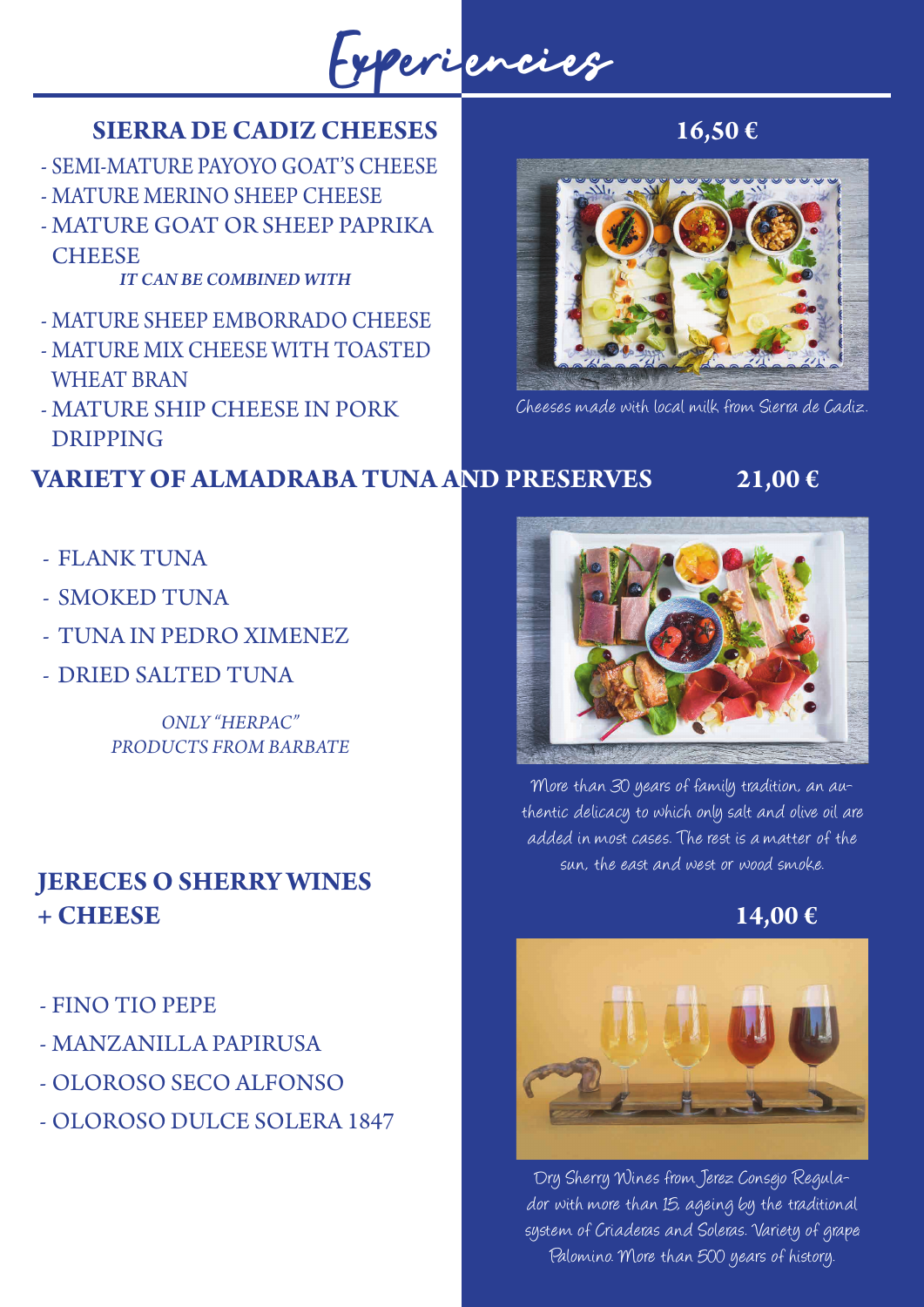# Experiencies

## SIERRA DE CADIZ CHEESES

**16,50 €**

- SEMI-MATURE PAYOYO GOAT'S CHEESE
- MATURE MERINO SHEEP CHEESE
- MATURE GOAT OR SHEEP PAPRIKA CHEESE

*IT CAN BE COMBINED WITH*

- MATURE SHEEP EMBORRADO CHEESE
- MATURE MIX CHEESE WITH TOASTED WHEAT BRAN
- MATURE SHIP CHEESE IN PORK DRIPPING

Cheeses made with local milk from Sierra de Cadiz.

## VARIETY OF ALMADRABA TUNA AND PRESERVES

**21,00 €**

- FLANK TUNA
- SMOKED TUNA
- TUNA IN PEDRO XIMENEZ
- DRIED SALTED TUNA

*ONLY "HERPAC" PRODUCTS FROM BARBATE*

More than 30 years of family tradition, an authentic delicacy to which only salt and olive oil are added in most cases. The rest is a matter of the sun, the east and west or wood smoke.

## JERECES O SHERRY WINES + CHEESE

**14,00 €**

- FINO TIO PEPE
- MANZANILLA PAPIRUSA
- OLOROSO SECO ALFONSO
- OLOROSO DULCE SOLERA 1847

Dry Sherry Wines from Jerez Consejo Regulador with more than 15, ageing by the traditional system of Criaderas and Soleras. Variety of grape Palomino. More than 500 years of history.